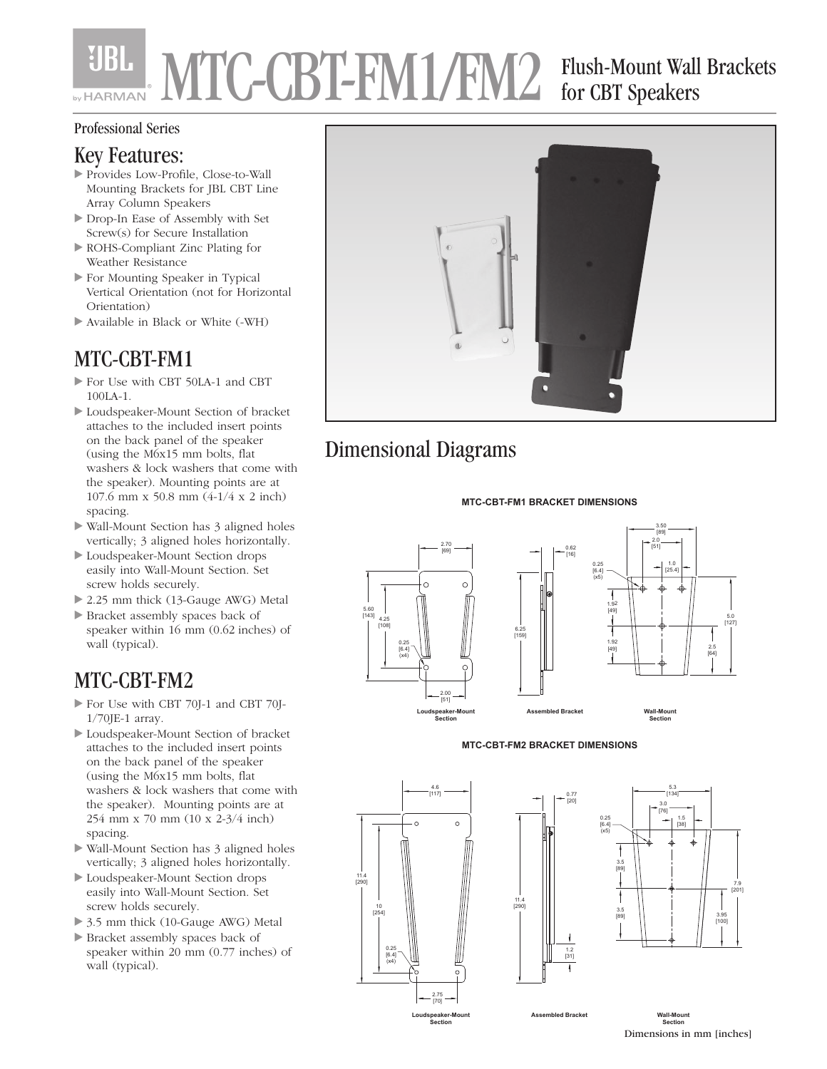# MTC-CBT-FM1/FM2

Flush-Mount Wall Brackets for CBT Speakers

Professional Series

## Key Features:

- Provides Low-Profile, Close-to-Wall Mounting Brackets for JBL CBT Line Array Column Speakers
- Drop-In Ease of Assembly with Set Screw(s) for Secure Installation
- ROHS-Compliant Zinc Plating for Weather Resistance
- For Mounting Speaker in Typical Vertical Orientation (not for Horizontal Orientation)
- Available in Black or White (-WH)

## MTC-CBT-FM1

- For Use with CBT 50LA-1 and CBT 100LA-1.
- Loudspeaker-Mount Section of bracket attaches to the included insert points on the back panel of the speaker (using the M6x15 mm bolts, flat washers & lock washers that come with the speaker). Mounting points are at 107.6 mm x 50.8 mm (4-1/4 x 2 inch) spacing.
- Wall-Mount Section has 3 aligned holes vertically; 3 aligned holes horizontally.
- Loudspeaker-Mount Section drops easily into Wall-Mount Section. Set screw holds securely.
- 2.25 mm thick (13-Gauge AWG) Metal
- Bracket assembly spaces back of speaker within 16 mm (0.62 inches) of wall (typical).

## MTC-CBT-FM2

- For Use with CBT 70J-1 and CBT 70J-1/70JE-1 array.
- Loudspeaker-Mount Section of bracket attaches to the included insert points on the back panel of the speaker (using the M6x15 mm bolts, flat washers & lock washers that come with the speaker). Mounting points are at 254 mm x 70 mm (10 x 2-3/4 inch) spacing.
- Wall-Mount Section has 3 aligned holes vertically; 3 aligned holes horizontally.
- Loudspeaker-Mount Section drops easily into Wall-Mount Section. Set screw holds securely.
- 3.5 mm thick (10-Gauge AWG) Metal
- Bracket assembly spaces back of speaker within 20 mm (0.77 inches) of wall (typical).

## Dimensional Diagrams

**MTC-CBT-FM1 BRACKET DIMENSIONS**

Loudspeaker-Mount Section | Assembled Bracket | Wall-Mount Section

**MTC-CBT-FM2 BRACKET DIMENSIONS**

Loudspeaker-Mount Section | Assembled Bracket | Wall-Mount Section

Dimensions in mm [inches]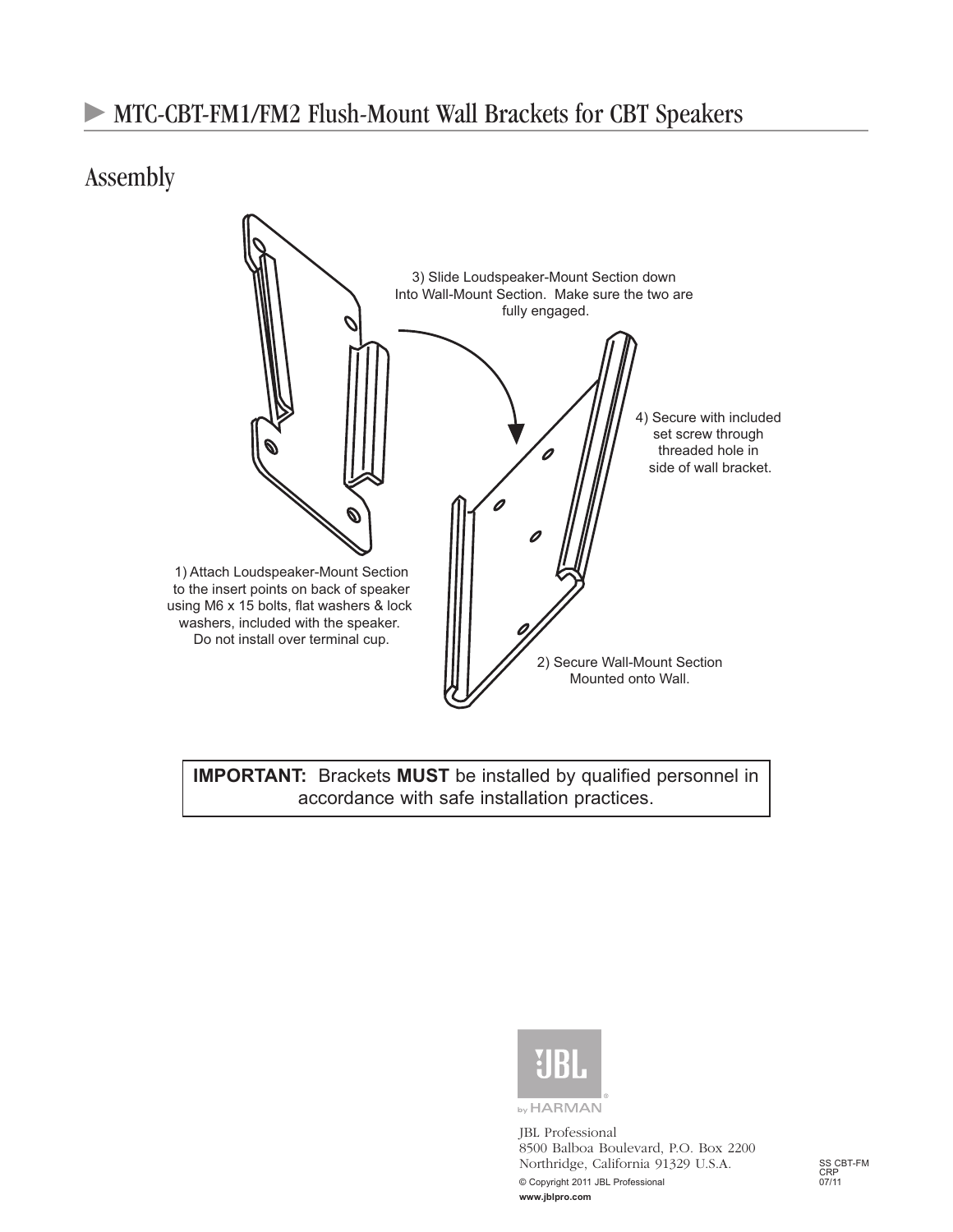# ▶ MTC-CBT-FM1/FM2 Flush-Mount Wall Brackets for CBT Speakers

## Assembly

3) Slide Loudspeaker-Mount Section down Into Wall-Mount Section. Make sure the two are fully engaged.

4) Secure with included set screw through threaded hole in side of wall bracket.

1) Attach Loudspeaker-Mount Section to the insert points on back of speaker using M6 x 15 bolts, flat washers & lock washers, included with the speaker. Do not install over terminal cup.

2) Secure Wall-Mount Section Mounted onto Wall.

**IMPORTANT:** Brackets **MUST** be installed by qualified personnel in accordance with safe installation practices.

JBL by HARMAN

JBL Professional
8500 Balboa Boulevard, P.O. Box 2200
Northridge, California 91329 U.S.A.
© Copyright 2011 JBL Professional
**www.jblpro.com**

SS CBT-FM
CRP
07/11